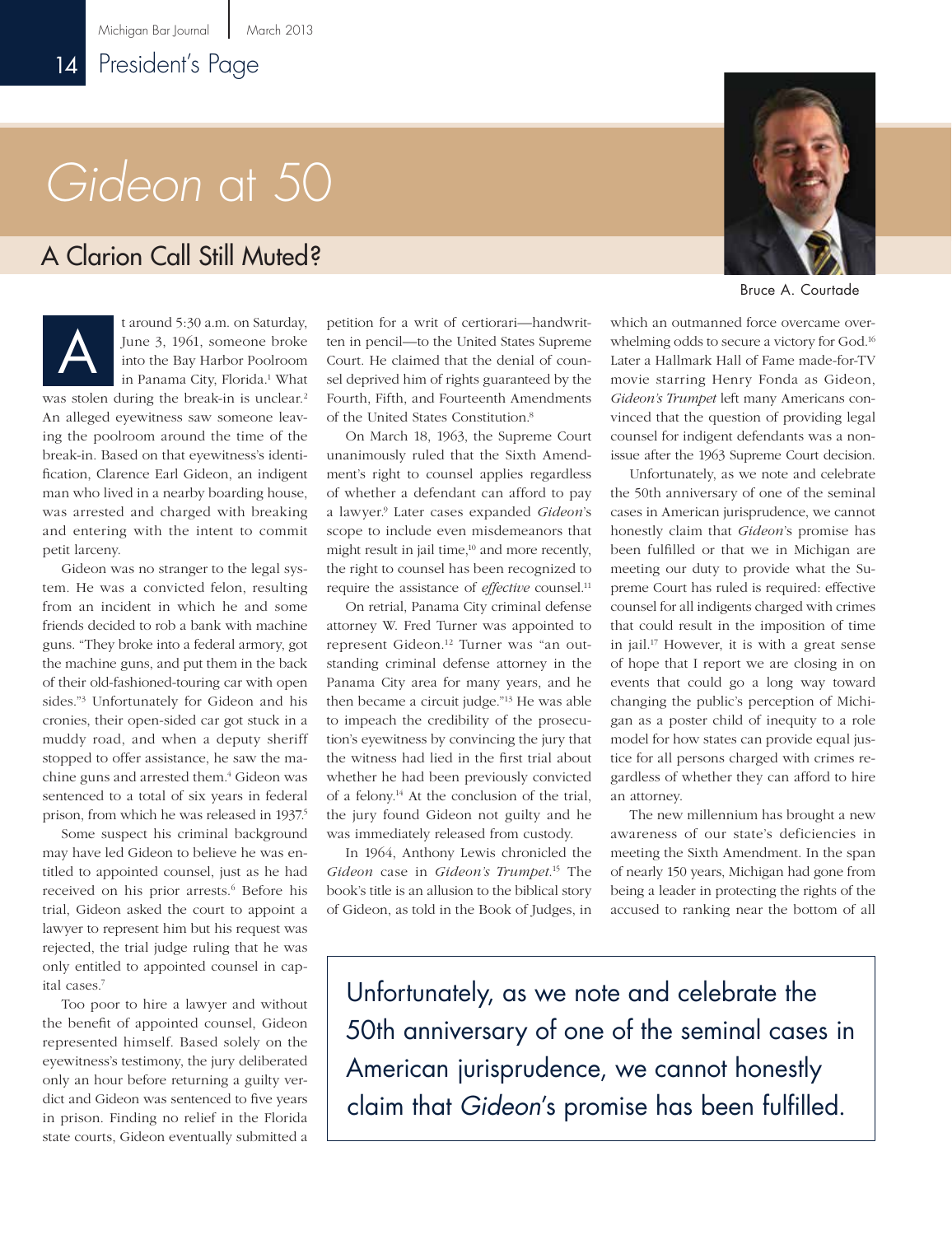# *Gideon* at 50

## A Clarion Call Still Muted?

Bruce A. Courtade

At around 5:30 a.m. on Saturday, June 3, 1961, someone broke into the Bay Harbor Poolroom in Panama City, Florida.[1] What was stolen during the break-in is unclear.[2] An alleged eyewitness saw someone leaving the poolroom around the time of the break-in. Based on that eyewitness's identification, Clarence Earl Gideon, an indigent man who lived in a nearby boarding house, was arrested and charged with breaking and entering with the intent to commit petit larceny.

Gideon was no stranger to the legal system. He was a convicted felon, resulting from an incident in which he and some friends decided to rob a bank with machine guns. "They broke into a federal armory, got the machine guns, and put them in the back of their old-fashioned-touring car with open sides."[3] Unfortunately for Gideon and his cronies, their open-sided car got stuck in a muddy road, and when a deputy sheriff stopped to offer assistance, he saw the machine guns and arrested them.[4] Gideon was sentenced to a total of six years in federal prison, from which he was released in 1937.[5]

Some suspect his criminal background may have led Gideon to believe he was entitled to appointed counsel, just as he had received on his prior arrests.[6] Before his trial, Gideon asked the court to appoint a lawyer to represent him but his request was rejected, the trial judge ruling that he was only entitled to appointed counsel in capital cases.[7]

Too poor to hire a lawyer and without the benefit of appointed counsel, Gideon represented himself. Based solely on the eyewitness's testimony, the jury deliberated only an hour before returning a guilty verdict and Gideon was sentenced to five years in prison. Finding no relief in the Florida state courts, Gideon eventually submitted a petition for a writ of certiorari—handwritten in pencil—to the United States Supreme Court. He claimed that the denial of counsel deprived him of rights guaranteed by the Fourth, Fifth, and Fourteenth Amendments of the United States Constitution.[8]

On March 18, 1963, the Supreme Court unanimously ruled that the Sixth Amendment's right to counsel applies regardless of whether a defendant can afford to pay a lawyer.[9] Later cases expanded *Gideon*'s scope to include even misdemeanors that might result in jail time,[10] and more recently, the right to counsel has been recognized to require the assistance of *effective* counsel.[11]

On retrial, Panama City criminal defense attorney W. Fred Turner was appointed to represent Gideon.[12] Turner was "an outstanding criminal defense attorney in the Panama City area for many years, and he then became a circuit judge."[13] He was able to impeach the credibility of the prosecution's eyewitness by convincing the jury that the witness had lied in the first trial about whether he had been previously convicted of a felony.[14] At the conclusion of the trial, the jury found Gideon not guilty and he was immediately released from custody.

In 1964, Anthony Lewis chronicled the *Gideon* case in *Gideon's Trumpet*.[15] The book's title is an allusion to the biblical story of Gideon, as told in the Book of Judges, in which an outmanned force overcame overwhelming odds to secure a victory for God.[16] Later a Hallmark Hall of Fame made-for-TV movie starring Henry Fonda as Gideon, *Gideon's Trumpet* left many Americans convinced that the question of providing legal counsel for indigent defendants was a nonissue after the 1963 Supreme Court decision.

Unfortunately, as we note and celebrate the 50th anniversary of one of the seminal cases in American jurisprudence, we cannot honestly claim that *Gideon*'s promise has been fulfilled or that we in Michigan are meeting our duty to provide what the Supreme Court has ruled is required: effective counsel for all indigents charged with crimes that could result in the imposition of time in jail.[17] However, it is with a great sense of hope that I report we are closing in on events that could go a long way toward changing the public's perception of Michigan as a poster child of inequity to a role model for how states can provide equal justice for all persons charged with crimes regardless of whether they can afford to hire an attorney.

The new millennium has brought a new awareness of our state's deficiencies in meeting the Sixth Amendment. In the span of nearly 150 years, Michigan had gone from being a leader in protecting the rights of the accused to ranking near the bottom of all

> Unfortunately, as we note and celebrate the 50th anniversary of one of the seminal cases in American jurisprudence, we cannot honestly claim that *Gideon*'s promise has been fulfilled.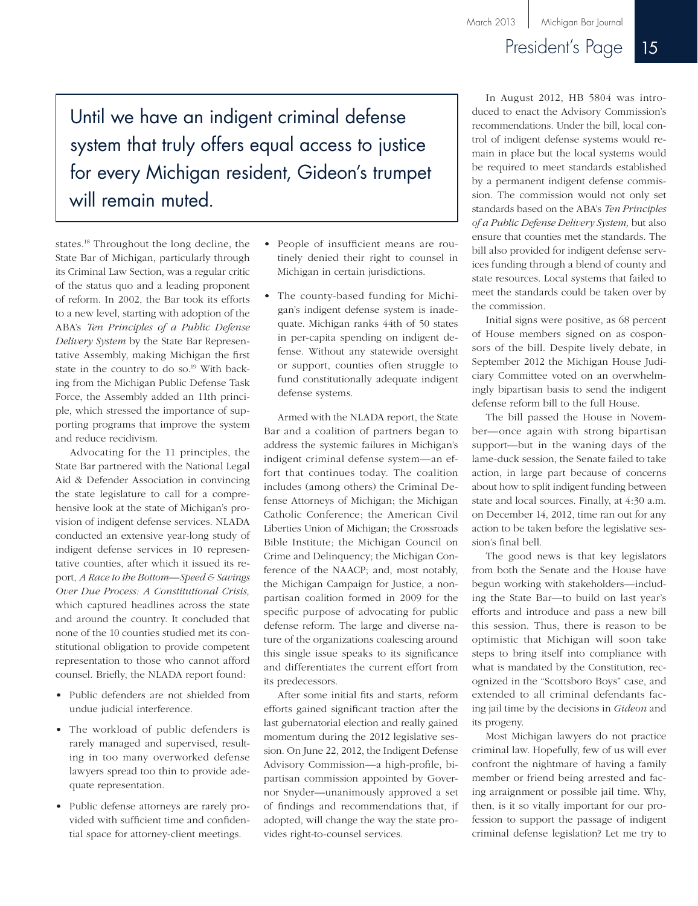> Until we have an indigent criminal defense system that truly offers equal access to justice for every Michigan resident, Gideon's trumpet will remain muted.

states.[18] Throughout the long decline, the State Bar of Michigan, particularly through its Criminal Law Section, was a regular critic of the status quo and a leading proponent of reform. In 2002, the Bar took its efforts to a new level, starting with adoption of the ABA's *Ten Principles of a Public Defense Delivery System* by the State Bar Representative Assembly, making Michigan the first state in the country to do so.[19] With backing from the Michigan Public Defense Task Force, the Assembly added an 11th principle, which stressed the importance of supporting programs that improve the system and reduce recidivism.

Advocating for the 11 principles, the State Bar partnered with the National Legal Aid & Defender Association in convincing the state legislature to call for a comprehensive look at the state of Michigan's provision of indigent defense services. NLADA conducted an extensive year-long study of indigent defense services in 10 representative counties, after which it issued its report, *A Race to the Bottom—Speed & Savings Over Due Process: A Constitutional Crisis,* which captured headlines across the state and around the country. It concluded that none of the 10 counties studied met its constitutional obligation to provide competent representation to those who cannot afford counsel. Briefly, the NLADA report found:

- Public defenders are not shielded from undue judicial interference.
- The workload of public defenders is rarely managed and supervised, resulting in too many overworked defense lawyers spread too thin to provide adequate representation.
- Public defense attorneys are rarely provided with sufficient time and confidential space for attorney-client meetings.
- People of insufficient means are routinely denied their right to counsel in Michigan in certain jurisdictions.
- The county-based funding for Michigan's indigent defense system is inadequate. Michigan ranks 44th of 50 states in per-capita spending on indigent defense. Without any statewide oversight or support, counties often struggle to fund constitutionally adequate indigent defense systems.

Armed with the NLADA report, the State Bar and a coalition of partners began to address the systemic failures in Michigan's indigent criminal defense system—an effort that continues today. The coalition includes (among others) the Criminal Defense Attorneys of Michigan; the Michigan Catholic Conference; the American Civil Liberties Union of Michigan; the Crossroads Bible Institute; the Michigan Council on Crime and Delinquency; the Michigan Conference of the NAACP; and, most notably, the Michigan Campaign for Justice, a nonpartisan coalition formed in 2009 for the specific purpose of advocating for public defense reform. The large and diverse nature of the organizations coalescing around this single issue speaks to its significance and differentiates the current effort from its predecessors.

After some initial fits and starts, reform efforts gained significant traction after the last gubernatorial election and really gained momentum during the 2012 legislative session. On June 22, 2012, the Indigent Defense Advisory Commission—a high-profile, bipartisan commission appointed by Governor Snyder—unanimously approved a set of findings and recommendations that, if adopted, will change the way the state provides right-to-counsel services.

In August 2012, HB 5804 was introduced to enact the Advisory Commission's recommendations. Under the bill, local control of indigent defense systems would remain in place but the local systems would be required to meet standards established by a permanent indigent defense commission. The commission would not only set standards based on the ABA's *Ten Principles of a Public Defense Delivery System,* but also ensure that counties met the standards. The bill also provided for indigent defense services funding through a blend of county and state resources. Local systems that failed to meet the standards could be taken over by the commission.

Initial signs were positive, as 68 percent of House members signed on as cosponsors of the bill. Despite lively debate, in September 2012 the Michigan House Judiciary Committee voted on an overwhelmingly bipartisan basis to send the indigent defense reform bill to the full House.

The bill passed the House in November—once again with strong bipartisan support—but in the waning days of the lame-duck session, the Senate failed to take action, in large part because of concerns about how to split indigent funding between state and local sources. Finally, at 4:30 a.m. on December 14, 2012, time ran out for any action to be taken before the legislative session's final bell.

The good news is that key legislators from both the Senate and the House have begun working with stakeholders—including the State Bar—to build on last year's efforts and introduce and pass a new bill this session. Thus, there is reason to be optimistic that Michigan will soon take steps to bring itself into compliance with what is mandated by the Constitution, recognized in the "Scottsboro Boys" case, and extended to all criminal defendants facing jail time by the decisions in *Gideon* and its progeny.

Most Michigan lawyers do not practice criminal law. Hopefully, few of us will ever confront the nightmare of having a family member or friend being arrested and facing arraignment or possible jail time. Why, then, is it so vitally important for our profession to support the passage of indigent criminal defense legislation? Let me try to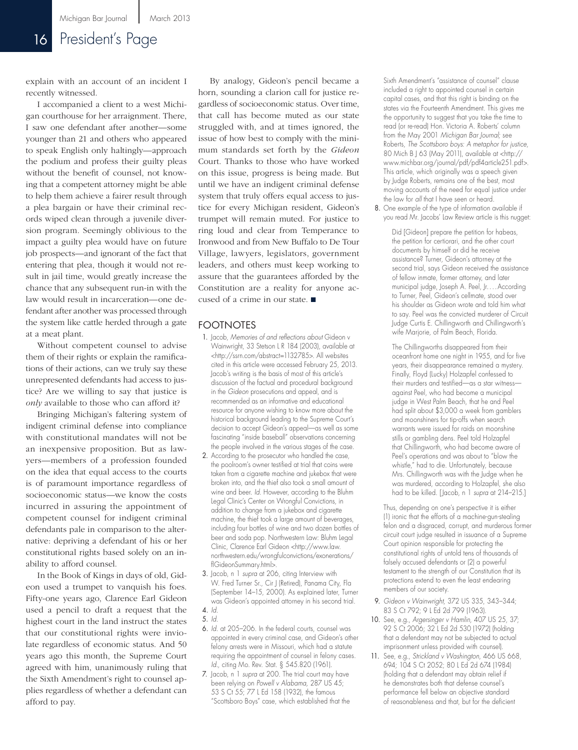explain with an account of an incident I recently witnessed.

I accompanied a client to a west Michigan courthouse for her arraignment. There, I saw one defendant after another—some younger than 21 and others who appeared to speak English only haltingly—approach the podium and profess their guilty pleas without the benefit of counsel, not knowing that a competent attorney might be able to help them achieve a fairer result through a plea bargain or have their criminal records wiped clean through a juvenile diversion program. Seemingly oblivious to the impact a guilty plea would have on future job prospects—and ignorant of the fact that entering that plea, though it would not result in jail time, would greatly increase the chance that any subsequent run-in with the law would result in incarceration—one defendant after another was processed through the system like cattle herded through a gate at a meat plant.

Without competent counsel to advise them of their rights or explain the ramifications of their actions, can we truly say these unrepresented defendants had access to justice? Are we willing to say that justice is *only* available to those who can afford it?

Bringing Michigan's faltering system of indigent criminal defense into compliance with constitutional mandates will not be an inexpensive proposition. But as lawyers—members of a profession founded on the idea that equal access to the courts is of paramount importance regardless of socioeconomic status—we know the costs incurred in assuring the appointment of competent counsel for indigent criminal defendants pale in comparison to the alternative: depriving a defendant of his or her constitutional rights based solely on an inability to afford counsel.

In the Book of Kings in days of old, Gideon used a trumpet to vanquish his foes. Fifty-one years ago, Clarence Earl Gideon used a pencil to draft a request that the highest court in the land instruct the states that our constitutional rights were inviolate regardless of economic status. And 50 years ago this month, the Supreme Court agreed with him, unanimously ruling that the Sixth Amendment's right to counsel applies regardless of whether a defendant can afford to pay.

By analogy, Gideon's pencil became a horn, sounding a clarion call for justice regardless of socioeconomic status. Over time, that call has become muted as our state struggled with, and at times ignored, the issue of how best to comply with the minimum standards set forth by the *Gideon* Court. Thanks to those who have worked on this issue, progress is being made. But until we have an indigent criminal defense system that truly offers equal access to justice for every Michigan resident, Gideon's trumpet will remain muted. For justice to ring loud and clear from Temperance to Ironwood and from New Buffalo to De Tour Village, lawyers, legislators, government leaders, and others must keep working to assure that the guarantees afforded by the Constitution are a reality for anyone accused of a crime in our state. ■

## FOOTNOTES

1. Jacob, *Memories of and reflections about* Gideon v Wainwright, 33 Stetson L R 184 (2003), available at <http://ssrn.com/abstract=1132785>. All websites cited in this article were accessed February 25, 2013. Jacob's writing is the basis of most of this article's discussion of the factual and procedural background in the *Gideon* prosecutions and appeal, and is recommended as an informative and educational resource for anyone wishing to know more about the historical background leading to the Supreme Court's decision to accept Gideon's appeal—as well as some fascinating "inside baseball" observations concerning the people involved in the various stages of the case.
2. According to the prosecutor who handled the case, the poolroom's owner testified at trial that coins were taken from a cigarette machine and jukebox that were broken into, and the thief also took a small amount of wine and beer. *Id.* However, according to the Bluhm Legal Clinic's Center on Wrongful Convictions, in addition to change from a jukebox and cigarette machine, the thief took a large amount of beverages, including four bottles of wine and two dozen bottles of beer and soda pop. Northwestern Law: Bluhm Legal Clinic, Clarence Earl Gideon <http://www.law.northwestern.edu/wrongfulconvictions/exonerations/flGideonSummary.html>.
3. Jacob, n 1 *supra* at 206, citing Interview with W. Fred Turner Sr., Cir J (Retired), Panama City, Fla (September 14–15, 2000). As explained later, Turner was Gideon's appointed attorney in his second trial.
4. *Id.*
5. *Id.*
6. *Id.* at 205–206. In the federal courts, counsel was appointed in every criminal case, and Gideon's other felony arrests were in Missouri, which had a statute requiring the appointment of counsel in felony cases. *Id.*, citing Mo. Rev. Stat. § 545.820 (1961).
7. Jacob, n 1 *supra* at 200. The trial court may have been relying on *Powell v Alabama,* 287 US 45; 53 S Ct 55; 77 L Ed 158 (1932), the famous "Scottsboro Boys" case, which established that the Sixth Amendment's "assistance of counsel" clause included a right to appointed counsel in certain capital cases, and that this right is binding on the states via the Fourteenth Amendment. This gives me the opportunity to suggest that you take the time to read (or re-read) Hon. Victoria A. Roberts' column from the May 2001 *Michigan Bar Journal;* see Roberts, *The Scottsboro boys: A metaphor for justice,* 80 Mich B J 63 (May 2011), available at <http://www.michbar.org/journal/pdf/pdf4article251.pdf>. This article, which originally was a speech given by Judge Roberts, remains one of the best, most moving accounts of the need for equal justice under the law for *all* that I have seen or heard.
8. One example of the type of information available if you read Mr. Jacobs' Law Review article is this nugget:

   > Did [Gideon] prepare the petition for habeas, the petition for certiorari, and the other court documents by himself or did he receive assistance? Turner, Gideon's attorney at the second trial, says Gideon received the assistance of fellow inmate, former attorney, and later municipal judge, Joseph A. Peel, Jr.…According to Turner, Peel, Gideon's cellmate, stood over his shoulder as Gideon wrote and told him what to say. Peel was the convicted murderer of Circuit Judge Curtis E. Chillingworth and Chillingworth's wife Marjorie, of Palm Beach, Florida.
   >
   > The Chillingworths disappeared from their oceanfront home one night in 1955, and for five years, their disappearance remained a mystery. Finally, Floyd (Lucky) Holzapfel confessed to their murders and testified—as a star witness—against Peel, who had become a municipal judge in West Palm Beach, that he and Peel had split about $3,000 a week from gamblers and moonshiners for tip-offs when search warrants were issued for raids on moonshine stills or gambling dens. Peel told Holzapfel that Chillingworth, who had become aware of Peel's operations and was about to "blow the whistle," had to die. Unfortunately, because Mrs. Chillingworth was with the Judge when he was murdered, according to Holzapfel, she also had to be killed. [Jacob, n 1 *supra* at 214–215.]

   Thus, depending on one's perspective it is either (1) ironic that the efforts of a machine-gun-stealing felon and a disgraced, corrupt, and murderous former circuit court judge resulted in issuance of a Supreme Court opinion responsible for protecting the constitutional rights of untold tens of thousands of falsely accused defendants or (2) a powerful testament to the strength of our Constitution that its protections extend to even the least endearing members of our society.
9. *Gideon v Wainwright,* 372 US 335, 343–344; 83 S Ct 792; 9 L Ed 2d 799 (1963).
10. See, e.g., *Argersinger v Hamlin,* 407 US 25, 37; 92 S Ct 2006; 32 L Ed 2d 530 (1972) (holding that a defendant may not be subjected to actual imprisonment unless provided with counsel).
11. See, e.g., *Strickland v Washington,* 466 US 668, 694; 104 S Ct 2052; 80 L Ed 2d 674 (1984) (holding that a defendant may obtain relief if he demonstrates both that defense counsel's performance fell below an objective standard of reasonableness and that, but for the deficient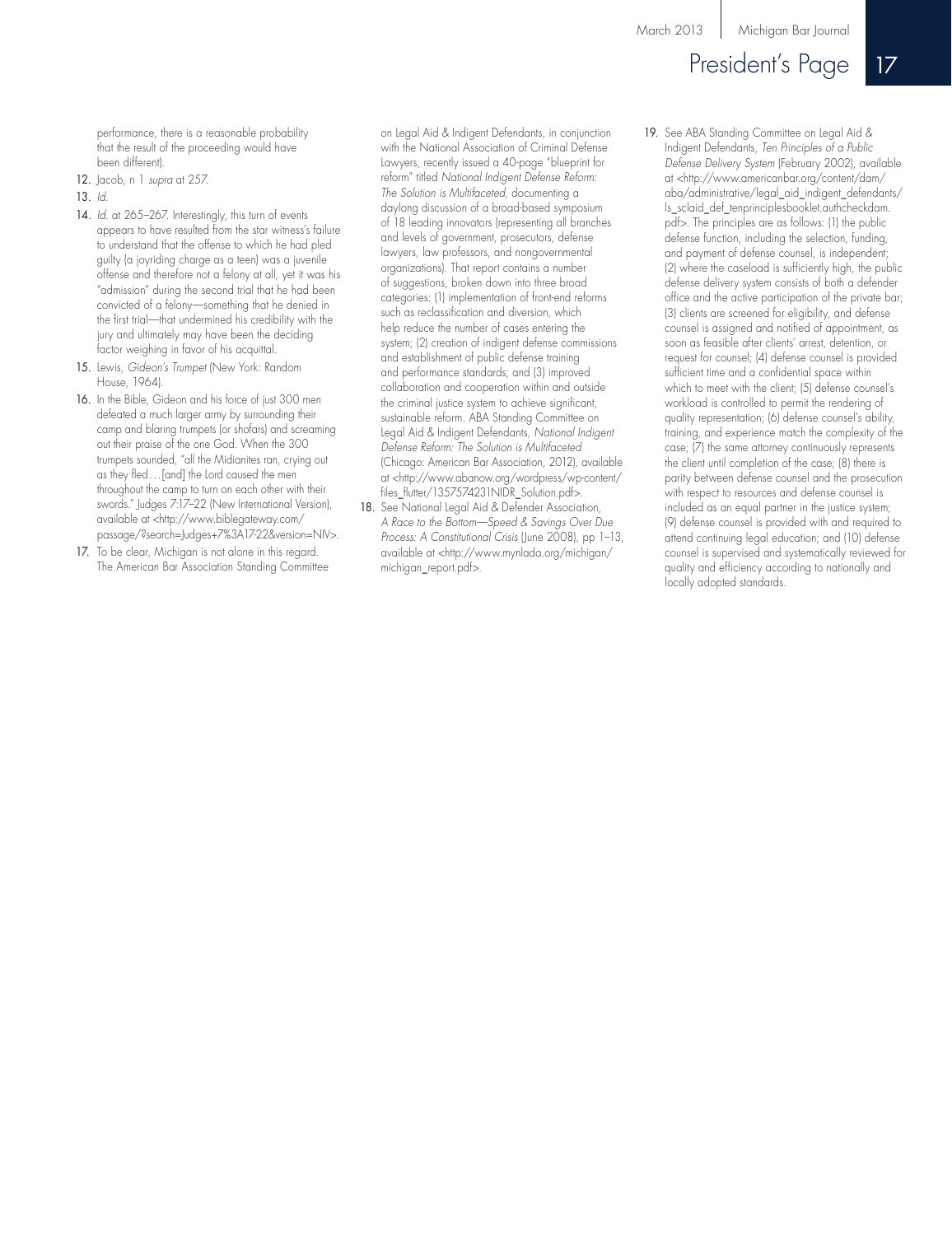performance, there is a reasonable probability that the result of the proceeding would have been different).

12. Jacob, n 1 *supra* at 257.
13. *Id*.
14. *Id*. at 265–267. Interestingly, this turn of events appears to have resulted from the star witness's failure to understand that the offense to which he had pled guilty (a joyriding charge as a teen) was a juvenile offense and therefore not a felony at all, yet it was his "admission" during the second trial that he had been convicted of a felony—something that he denied in the first trial—that undermined his credibility with the jury and ultimately may have been the deciding factor weighing in favor of his acquittal.
15. Lewis, *Gideon's Trumpet* (New York: Random House, 1964).
16. In the Bible, Gideon and his force of just 300 men defeated a much larger army by surrounding their camp and blaring trumpets (or shofars) and screaming out their praise of the one God. When the 300 trumpets sounded, "all the Midianites ran, crying out as they fled…[and] the Lord caused the men throughout the camp to turn on each other with their swords." Judges 7:17–22 (New International Version), available at <http://www.biblegateway.com/passage/?search=Judges+7%3A17-22&version=NIV>.
17. To be clear, Michigan is not alone in this regard. The American Bar Association Standing Committee on Legal Aid & Indigent Defendants, in conjunction with the National Association of Criminal Defense Lawyers, recently issued a 40-page "blueprint for reform" titled *National Indigent Defense Reform: The Solution is Multifaceted*, documenting a daylong discussion of a broad-based symposium of 18 leading innovators (representing all branches and levels of government, prosecutors, defense lawyers, law professors, and nongovernmental organizations). That report contains a number of suggestions, broken down into three broad categories: (1) implementation of front-end reforms such as reclassification and diversion, which help reduce the number of cases entering the system; (2) creation of indigent defense commissions and establishment of public defense training and performance standards; and (3) improved collaboration and cooperation within and outside the criminal justice system to achieve significant, sustainable reform. ABA Standing Committee on Legal Aid & Indigent Defendants, *National Indigent Defense Reform: The Solution is Multifaceted* (Chicago: American Bar Association, 2012), available at <http://www.abanow.org/wordpress/wp-content/files_flutter/1357574231NIDR_Solution.pdf>.
18. See National Legal Aid & Defender Association, *A Race to the Bottom—Speed & Savings Over Due Process: A Constitutional Crisis* (June 2008), pp 1–13, available at <http://www.mynlada.org/michigan/michigan_report.pdf>.
19. See ABA Standing Committee on Legal Aid & Indigent Defendants, *Ten Principles of a Public Defense Delivery System* (February 2002), available at <http://www.americanbar.org/content/dam/aba/administrative/legal_aid_indigent_defendants/ls_sclaid_def_tenprinciplesbooklet.authcheckdam.pdf>. The principles are as follows: (1) the public defense function, including the selection, funding, and payment of defense counsel, is independent; (2) where the caseload is sufficiently high, the public defense delivery system consists of both a defender office and the active participation of the private bar; (3) clients are screened for eligibility, and defense counsel is assigned and notified of appointment, as soon as feasible after clients' arrest, detention, or request for counsel; (4) defense counsel is provided sufficient time and a confidential space within which to meet with the client; (5) defense counsel's workload is controlled to permit the rendering of quality representation; (6) defense counsel's ability, training, and experience match the complexity of the case; (7) the same attorney continuously represents the client until completion of the case; (8) there is parity between defense counsel and the prosecution with respect to resources and defense counsel is included as an equal partner in the justice system; (9) defense counsel is provided with and required to attend continuing legal education; and (10) defense counsel is supervised and systematically reviewed for quality and efficiency according to nationally and locally adopted standards.